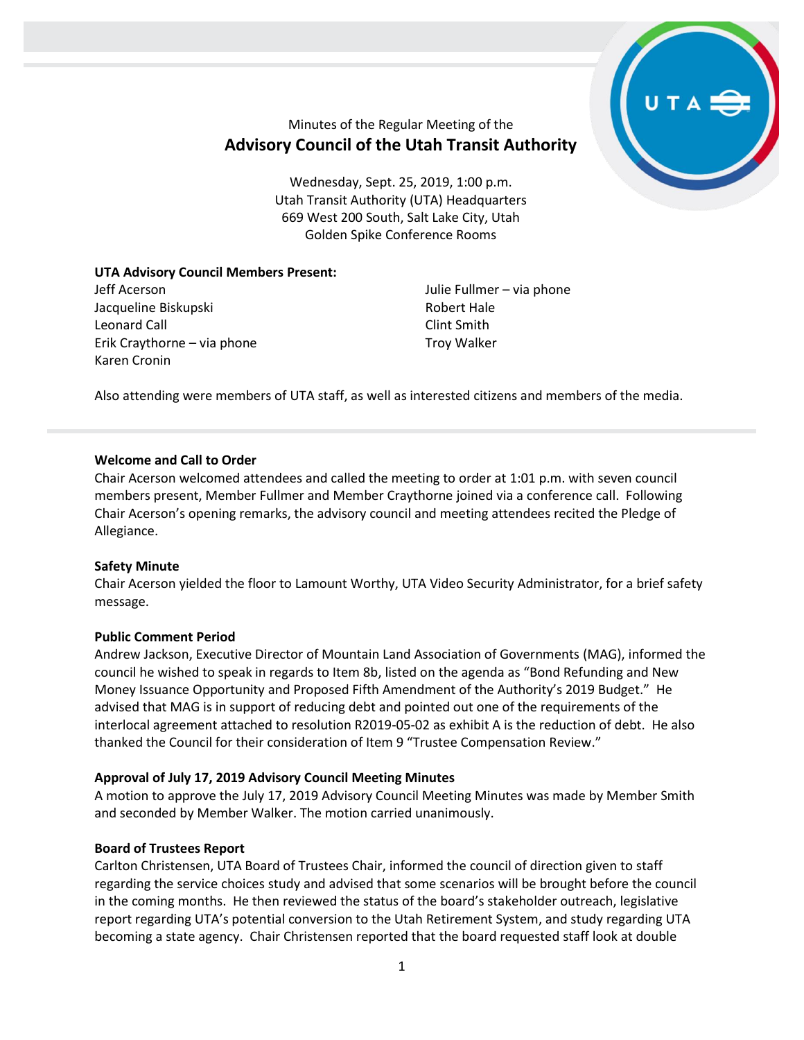Minutes of the Regular Meeting of the

# Advisory Council of the Utah Transit Authority

Wednesday, Sept. 25, 2019, 1:00 p.m.
Utah Transit Authority (UTA) Headquarters
669 West 200 South, Salt Lake City, Utah
Golden Spike Conference Rooms

**UTA Advisory Council Members Present:**

Jeff Acerson
Jacqueline Biskupski
Leonard Call
Erik Craythorne – via phone
Karen Cronin
Julie Fullmer – via phone
Robert Hale
Clint Smith
Troy Walker

Also attending were members of UTA staff, as well as interested citizens and members of the media.

**Welcome and Call to Order**

Chair Acerson welcomed attendees and called the meeting to order at 1:01 p.m. with seven council members present, Member Fullmer and Member Craythorne joined via a conference call. Following Chair Acerson's opening remarks, the advisory council and meeting attendees recited the Pledge of Allegiance.

**Safety Minute**

Chair Acerson yielded the floor to Lamount Worthy, UTA Video Security Administrator, for a brief safety message.

**Public Comment Period**

Andrew Jackson, Executive Director of Mountain Land Association of Governments (MAG), informed the council he wished to speak in regards to Item 8b, listed on the agenda as "Bond Refunding and New Money Issuance Opportunity and Proposed Fifth Amendment of the Authority's 2019 Budget." He advised that MAG is in support of reducing debt and pointed out one of the requirements of the interlocal agreement attached to resolution R2019-05-02 as exhibit A is the reduction of debt. He also thanked the Council for their consideration of Item 9 "Trustee Compensation Review."

**Approval of July 17, 2019 Advisory Council Meeting Minutes**

A motion to approve the July 17, 2019 Advisory Council Meeting Minutes was made by Member Smith and seconded by Member Walker. The motion carried unanimously.

**Board of Trustees Report**

Carlton Christensen, UTA Board of Trustees Chair, informed the council of direction given to staff regarding the service choices study and advised that some scenarios will be brought before the council in the coming months. He then reviewed the status of the board's stakeholder outreach, legislative report regarding UTA's potential conversion to the Utah Retirement System, and study regarding UTA becoming a state agency. Chair Christensen reported that the board requested staff look at double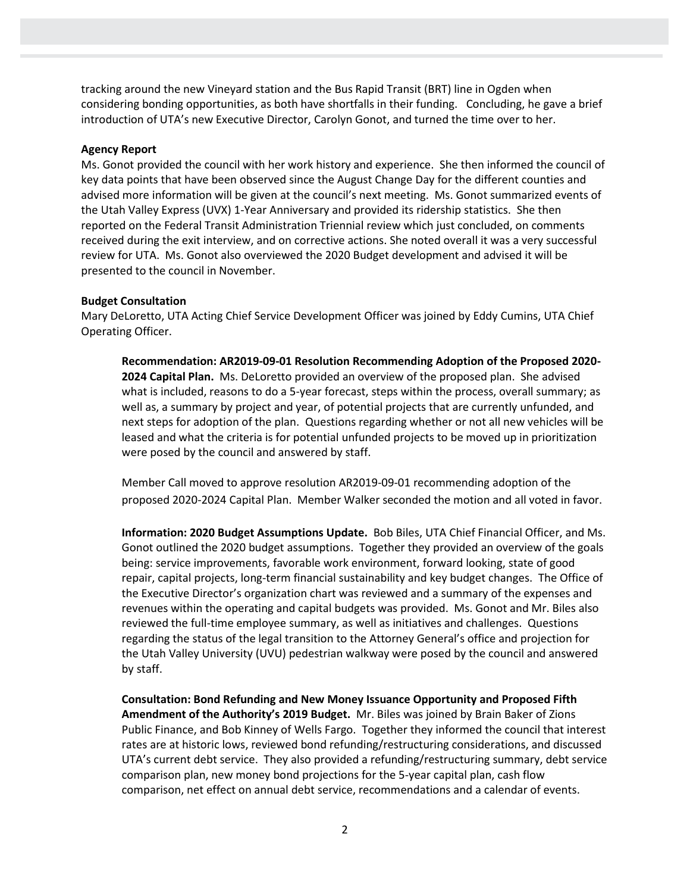tracking around the new Vineyard station and the Bus Rapid Transit (BRT) line in Ogden when considering bonding opportunities, as both have shortfalls in their funding. Concluding, he gave a brief introduction of UTA's new Executive Director, Carolyn Gonot, and turned the time over to her.

**Agency Report**

Ms. Gonot provided the council with her work history and experience. She then informed the council of key data points that have been observed since the August Change Day for the different counties and advised more information will be given at the council's next meeting. Ms. Gonot summarized events of the Utah Valley Express (UVX) 1-Year Anniversary and provided its ridership statistics. She then reported on the Federal Transit Administration Triennial review which just concluded, on comments received during the exit interview, and on corrective actions. She noted overall it was a very successful review for UTA. Ms. Gonot also overviewed the 2020 Budget development and advised it will be presented to the council in November.

**Budget Consultation**

Mary DeLoretto, UTA Acting Chief Service Development Officer was joined by Eddy Cumins, UTA Chief Operating Officer.

> **Recommendation: AR2019-09-01 Resolution Recommending Adoption of the Proposed 2020-2024 Capital Plan.** Ms. DeLoretto provided an overview of the proposed plan. She advised what is included, reasons to do a 5-year forecast, steps within the process, overall summary; as well as, a summary by project and year, of potential projects that are currently unfunded, and next steps for adoption of the plan. Questions regarding whether or not all new vehicles will be leased and what the criteria is for potential unfunded projects to be moved up in prioritization were posed by the council and answered by staff.
>
> Member Call moved to approve resolution AR2019-09-01 recommending adoption of the proposed 2020-2024 Capital Plan. Member Walker seconded the motion and all voted in favor.
>
> **Information: 2020 Budget Assumptions Update.** Bob Biles, UTA Chief Financial Officer, and Ms. Gonot outlined the 2020 budget assumptions. Together they provided an overview of the goals being: service improvements, favorable work environment, forward looking, state of good repair, capital projects, long-term financial sustainability and key budget changes. The Office of the Executive Director's organization chart was reviewed and a summary of the expenses and revenues within the operating and capital budgets was provided. Ms. Gonot and Mr. Biles also reviewed the full-time employee summary, as well as initiatives and challenges. Questions regarding the status of the legal transition to the Attorney General's office and projection for the Utah Valley University (UVU) pedestrian walkway were posed by the council and answered by staff.
>
> **Consultation: Bond Refunding and New Money Issuance Opportunity and Proposed Fifth Amendment of the Authority's 2019 Budget.** Mr. Biles was joined by Brain Baker of Zions Public Finance, and Bob Kinney of Wells Fargo. Together they informed the council that interest rates are at historic lows, reviewed bond refunding/restructuring considerations, and discussed UTA's current debt service. They also provided a refunding/restructuring summary, debt service comparison plan, new money bond projections for the 5-year capital plan, cash flow comparison, net effect on annual debt service, recommendations and a calendar of events.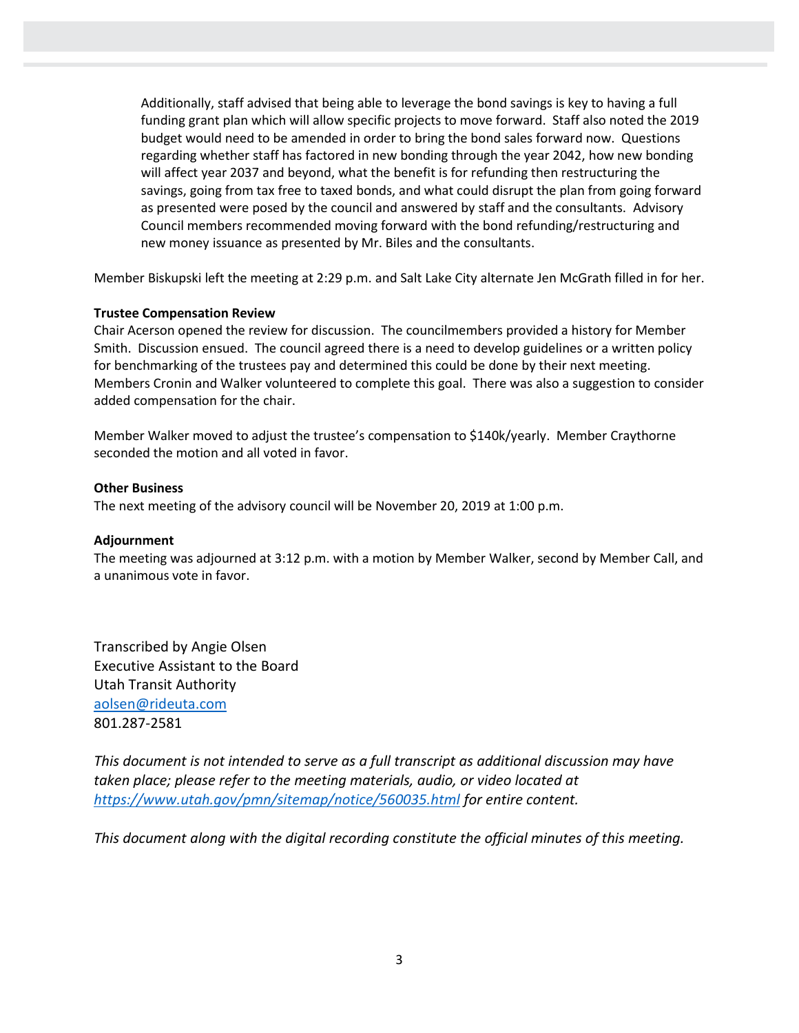Additionally, staff advised that being able to leverage the bond savings is key to having a full funding grant plan which will allow specific projects to move forward. Staff also noted the 2019 budget would need to be amended in order to bring the bond sales forward now. Questions regarding whether staff has factored in new bonding through the year 2042, how new bonding will affect year 2037 and beyond, what the benefit is for refunding then restructuring the savings, going from tax free to taxed bonds, and what could disrupt the plan from going forward as presented were posed by the council and answered by staff and the consultants. Advisory Council members recommended moving forward with the bond refunding/restructuring and new money issuance as presented by Mr. Biles and the consultants.

Member Biskupski left the meeting at 2:29 p.m. and Salt Lake City alternate Jen McGrath filled in for her.

**Trustee Compensation Review**
Chair Acerson opened the review for discussion. The councilmembers provided a history for Member Smith. Discussion ensued. The council agreed there is a need to develop guidelines or a written policy for benchmarking of the trustees pay and determined this could be done by their next meeting. Members Cronin and Walker volunteered to complete this goal. There was also a suggestion to consider added compensation for the chair.

Member Walker moved to adjust the trustee's compensation to $140k/yearly. Member Craythorne seconded the motion and all voted in favor.

**Other Business**
The next meeting of the advisory council will be November 20, 2019 at 1:00 p.m.

**Adjournment**
The meeting was adjourned at 3:12 p.m. with a motion by Member Walker, second by Member Call, and a unanimous vote in favor.

Transcribed by Angie Olsen
Executive Assistant to the Board
Utah Transit Authority
aolsen@rideuta.com
801.287-2581

*This document is not intended to serve as a full transcript as additional discussion may have taken place; please refer to the meeting materials, audio, or video located at https://www.utah.gov/pmn/sitemap/notice/560035.html for entire content.*

*This document along with the digital recording constitute the official minutes of this meeting.*